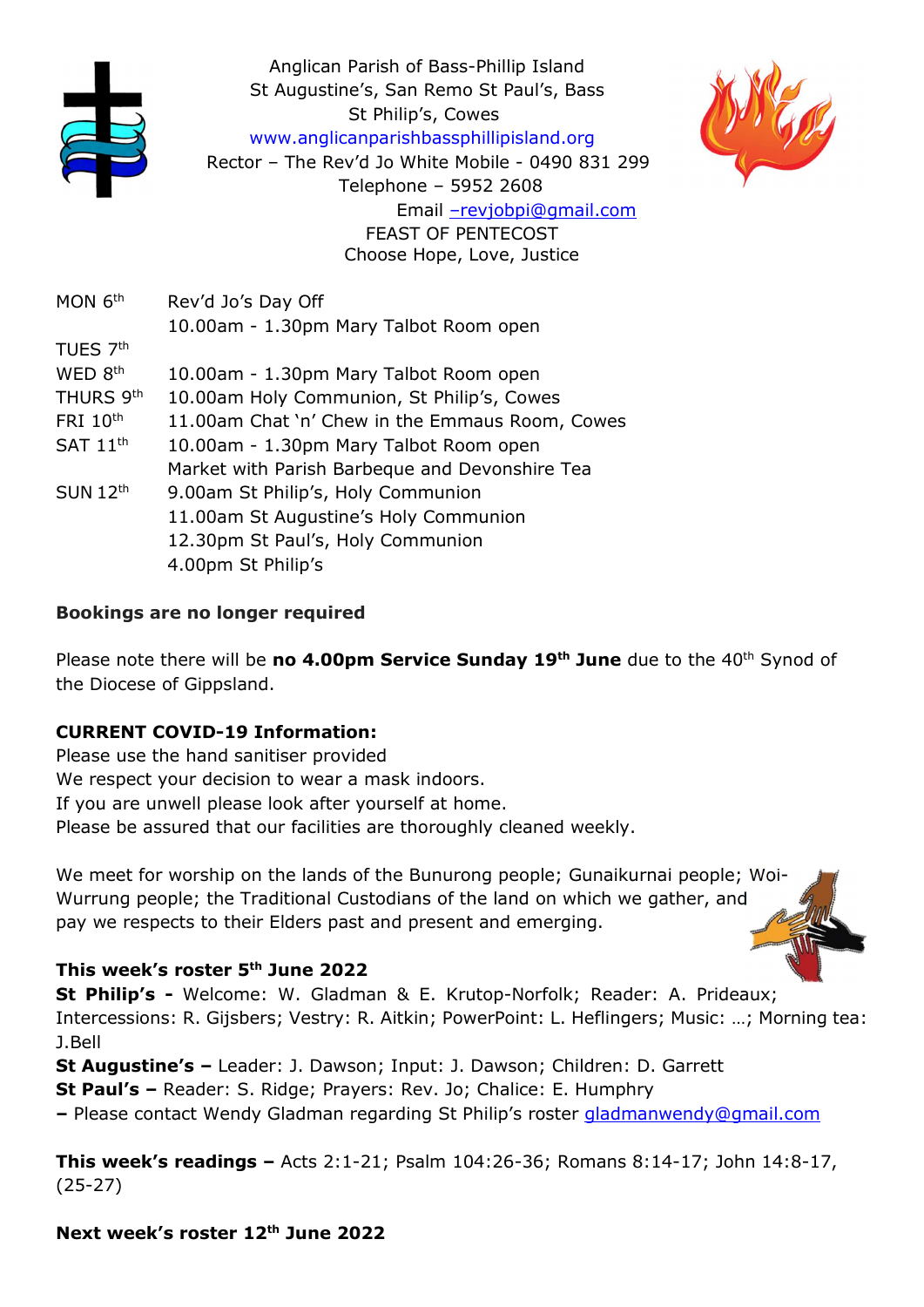Anglican Parish of Bass-Phillip Island
St Augustine's, San Remo St Paul's, Bass
St Philip's, Cowes
www.anglicanparishbassphillipisland.org
Rector – The Rev'd Jo White Mobile - 0490 831 299
Telephone – 5952 2608
Email –revjobpi@gmail.com
FEAST OF PENTECOST
Choose Hope, Love, Justice

| | |
|---|---|
| MON 6th | Rev'd Jo's Day Off |
| | 10.00am - 1.30pm Mary Talbot Room open |
| TUES 7th | |
| WED 8th | 10.00am - 1.30pm Mary Talbot Room open |
| THURS 9th | 10.00am Holy Communion, St Philip's, Cowes |
| FRI 10th | 11.00am Chat 'n' Chew in the Emmaus Room, Cowes |
| SAT 11th | 10.00am - 1.30pm Mary Talbot Room open |
| | Market with Parish Barbeque and Devonshire Tea |
| SUN 12th | 9.00am St Philip's, Holy Communion |
| | 11.00am St Augustine's Holy Communion |
| | 12.30pm St Paul's, Holy Communion |
| | 4.00pm St Philip's |

**Bookings are no longer required**

Please note there will be **no 4.00pm Service Sunday 19th June** due to the 40th Synod of the Diocese of Gippsland.

**CURRENT COVID-19 Information:**
Please use the hand sanitiser provided
We respect your decision to wear a mask indoors.
If you are unwell please look after yourself at home.
Please be assured that our facilities are thoroughly cleaned weekly.

We meet for worship on the lands of the Bunurong people; Gunaikurnai people; Woi-Wurrung people; the Traditional Custodians of the land on which we gather, and pay we respects to their Elders past and present and emerging.

**This week's roster 5th June 2022**
**St Philip's -** Welcome: W. Gladman & E. Krutop-Norfolk; Reader: A. Prideaux; Intercessions: R. Gijsbers; Vestry: R. Aitkin; PowerPoint: L. Heflingers; Music: …; Morning tea: J.Bell
**St Augustine's –** Leader: J. Dawson; Input: J. Dawson; Children: D. Garrett
**St Paul's –** Reader: S. Ridge; Prayers: Rev. Jo; Chalice: E. Humphry
**–** Please contact Wendy Gladman regarding St Philip's roster gladmanwendy@gmail.com

**This week's readings –** Acts 2:1-21; Psalm 104:26-36; Romans 8:14-17; John 14:8-17, (25-27)

**Next week's roster 12th June 2022**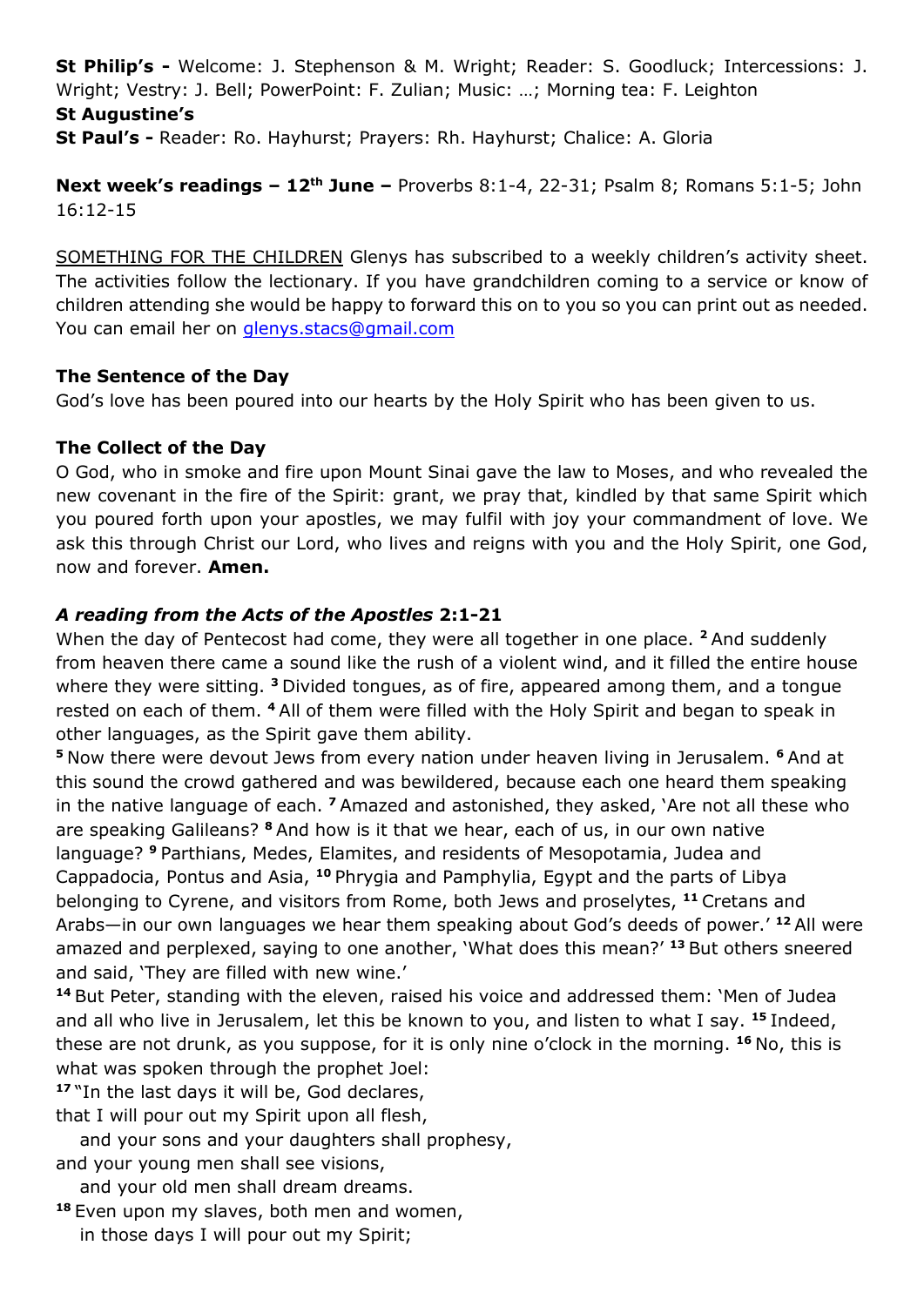**St Philip's -** Welcome: J. Stephenson & M. Wright; Reader: S. Goodluck; Intercessions: J. Wright; Vestry: J. Bell; PowerPoint: F. Zulian; Music: …; Morning tea: F. Leighton

**St Augustine's**

**St Paul's -** Reader: Ro. Hayhurst; Prayers: Rh. Hayhurst; Chalice: A. Gloria

**Next week's readings – 12th June –** Proverbs 8:1-4, 22-31; Psalm 8; Romans 5:1-5; John 16:12-15

SOMETHING FOR THE CHILDREN Glenys has subscribed to a weekly children's activity sheet. The activities follow the lectionary. If you have grandchildren coming to a service or know of children attending she would be happy to forward this on to you so you can print out as needed. You can email her on glenys.stacs@gmail.com

**The Sentence of the Day**

God's love has been poured into our hearts by the Holy Spirit who has been given to us.

**The Collect of the Day**

O God, who in smoke and fire upon Mount Sinai gave the law to Moses, and who revealed the new covenant in the fire of the Spirit: grant, we pray that, kindled by that same Spirit which you poured forth upon your apostles, we may fulfil with joy your commandment of love. We ask this through Christ our Lord, who lives and reigns with you and the Holy Spirit, one God, now and forever. **Amen.**

***A reading from the Acts of the Apostles* 2:1-21**

When the day of Pentecost had come, they were all together in one place. [2] And suddenly from heaven there came a sound like the rush of a violent wind, and it filled the entire house where they were sitting. [3] Divided tongues, as of fire, appeared among them, and a tongue rested on each of them. [4] All of them were filled with the Holy Spirit and began to speak in other languages, as the Spirit gave them ability.

[5] Now there were devout Jews from every nation under heaven living in Jerusalem. [6] And at this sound the crowd gathered and was bewildered, because each one heard them speaking in the native language of each. [7] Amazed and astonished, they asked, 'Are not all these who are speaking Galileans? [8] And how is it that we hear, each of us, in our own native language? [9] Parthians, Medes, Elamites, and residents of Mesopotamia, Judea and Cappadocia, Pontus and Asia, [10] Phrygia and Pamphylia, Egypt and the parts of Libya belonging to Cyrene, and visitors from Rome, both Jews and proselytes, [11] Cretans and Arabs—in our own languages we hear them speaking about God's deeds of power.' [12] All were amazed and perplexed, saying to one another, 'What does this mean?' [13] But others sneered and said, 'They are filled with new wine.'

[14] But Peter, standing with the eleven, raised his voice and addressed them: 'Men of Judea and all who live in Jerusalem, let this be known to you, and listen to what I say. [15] Indeed, these are not drunk, as you suppose, for it is only nine o'clock in the morning. [16] No, this is what was spoken through the prophet Joel:

[17] "In the last days it will be, God declares,
that I will pour out my Spirit upon all flesh,
  and your sons and your daughters shall prophesy,
and your young men shall see visions,
  and your old men shall dream dreams.
[18] Even upon my slaves, both men and women,
  in those days I will pour out my Spirit;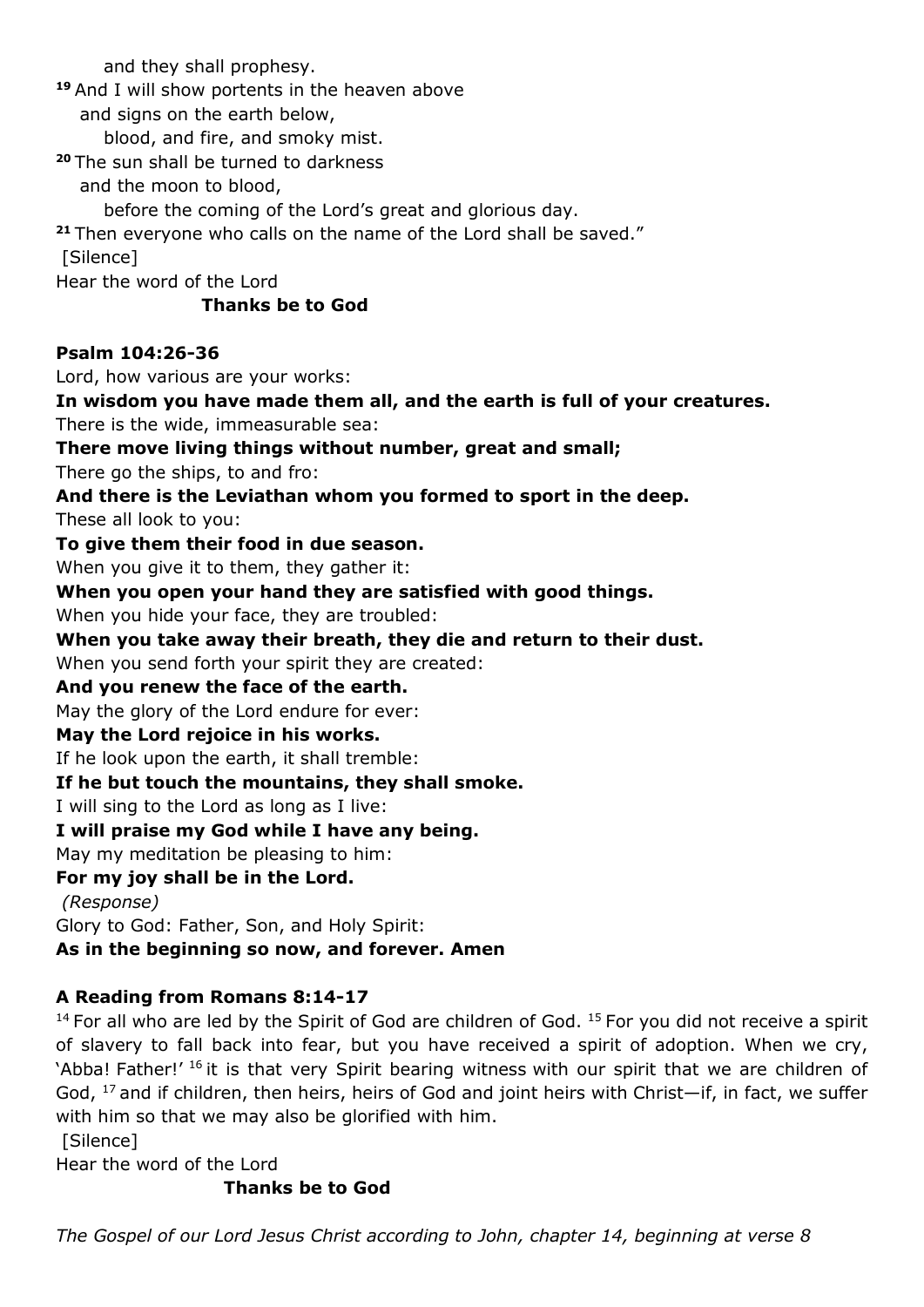and they shall prophesy.

**19** And I will show portents in the heaven above
and signs on the earth below,
blood, and fire, and smoky mist.

**20** The sun shall be turned to darkness
and the moon to blood,
before the coming of the Lord's great and glorious day.

**21** Then everyone who calls on the name of the Lord shall be saved."

[Silence]

Hear the word of the Lord

**Thanks be to God**

**Psalm 104:26-36**

Lord, how various are your works:
**In wisdom you have made them all, and the earth is full of your creatures.**
There is the wide, immeasurable sea:
**There move living things without number, great and small;**
There go the ships, to and fro:
**And there is the Leviathan whom you formed to sport in the deep.**
These all look to you:
**To give them their food in due season.**
When you give it to them, they gather it:
**When you open your hand they are satisfied with good things.**
When you hide your face, they are troubled:
**When you take away their breath, they die and return to their dust.**
When you send forth your spirit they are created:
**And you renew the face of the earth.**
May the glory of the Lord endure for ever:
**May the Lord rejoice in his works.**
If he look upon the earth, it shall tremble:
**If he but touch the mountains, they shall smoke.**
I will sing to the Lord as long as I live:
**I will praise my God while I have any being.**
May my meditation be pleasing to him:
**For my joy shall be in the Lord.**
*(Response)*
Glory to God: Father, Son, and Holy Spirit:
**As in the beginning so now, and forever. Amen**

**A Reading from Romans 8:14-17**

[14] For all who are led by the Spirit of God are children of God. [15] For you did not receive a spirit of slavery to fall back into fear, but you have received a spirit of adoption. When we cry, 'Abba! Father!' [16] it is that very Spirit bearing witness with our spirit that we are children of God, [17] and if children, then heirs, heirs of God and joint heirs with Christ—if, in fact, we suffer with him so that we may also be glorified with him.

[Silence]

Hear the word of the Lord

**Thanks be to God**

*The Gospel of our Lord Jesus Christ according to John, chapter 14, beginning at verse 8*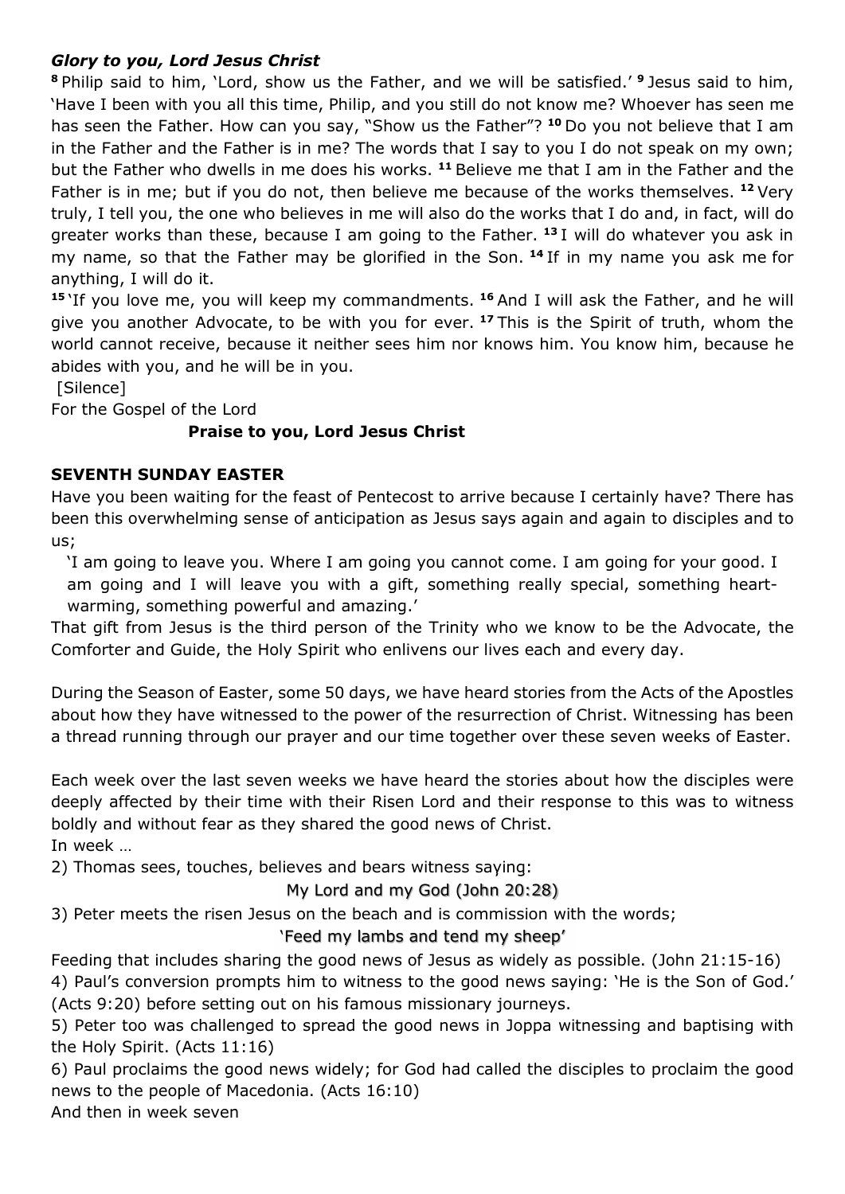***Glory to you, Lord Jesus Christ***

**8** Philip said to him, 'Lord, show us the Father, and we will be satisfied.' **9** Jesus said to him, 'Have I been with you all this time, Philip, and you still do not know me? Whoever has seen me has seen the Father. How can you say, "Show us the Father"? **10** Do you not believe that I am in the Father and the Father is in me? The words that I say to you I do not speak on my own; but the Father who dwells in me does his works. **11** Believe me that I am in the Father and the Father is in me; but if you do not, then believe me because of the works themselves. **12** Very truly, I tell you, the one who believes in me will also do the works that I do and, in fact, will do greater works than these, because I am going to the Father. **13** I will do whatever you ask in my name, so that the Father may be glorified in the Son. **14** If in my name you ask me for anything, I will do it.

**15** 'If you love me, you will keep my commandments. **16** And I will ask the Father, and he will give you another Advocate, to be with you for ever. **17** This is the Spirit of truth, whom the world cannot receive, because it neither sees him nor knows him. You know him, because he abides with you, and he will be in you.

[Silence]

For the Gospel of the Lord

**Praise to you, Lord Jesus Christ**

**SEVENTH SUNDAY EASTER**

Have you been waiting for the feast of Pentecost to arrive because I certainly have? There has been this overwhelming sense of anticipation as Jesus says again and again to disciples and to us;

> 'I am going to leave you. Where I am going you cannot come. I am going for your good. I am going and I will leave you with a gift, something really special, something heart-warming, something powerful and amazing.'

That gift from Jesus is the third person of the Trinity who we know to be the Advocate, the Comforter and Guide, the Holy Spirit who enlivens our lives each and every day.

During the Season of Easter, some 50 days, we have heard stories from the Acts of the Apostles about how they have witnessed to the power of the resurrection of Christ. Witnessing has been a thread running through our prayer and our time together over these seven weeks of Easter.

Each week over the last seven weeks we have heard the stories about how the disciples were deeply affected by their time with their Risen Lord and their response to this was to witness boldly and without fear as they shared the good news of Christ.

In week …

2) Thomas sees, touches, believes and bears witness saying:

My Lord and my God (John 20:28)

3) Peter meets the risen Jesus on the beach and is commission with the words;

'Feed my lambs and tend my sheep'

Feeding that includes sharing the good news of Jesus as widely as possible. (John 21:15-16)

4) Paul's conversion prompts him to witness to the good news saying: 'He is the Son of God.' (Acts 9:20) before setting out on his famous missionary journeys.

5) Peter too was challenged to spread the good news in Joppa witnessing and baptising with the Holy Spirit. (Acts 11:16)

6) Paul proclaims the good news widely; for God had called the disciples to proclaim the good news to the people of Macedonia. (Acts 16:10)

And then in week seven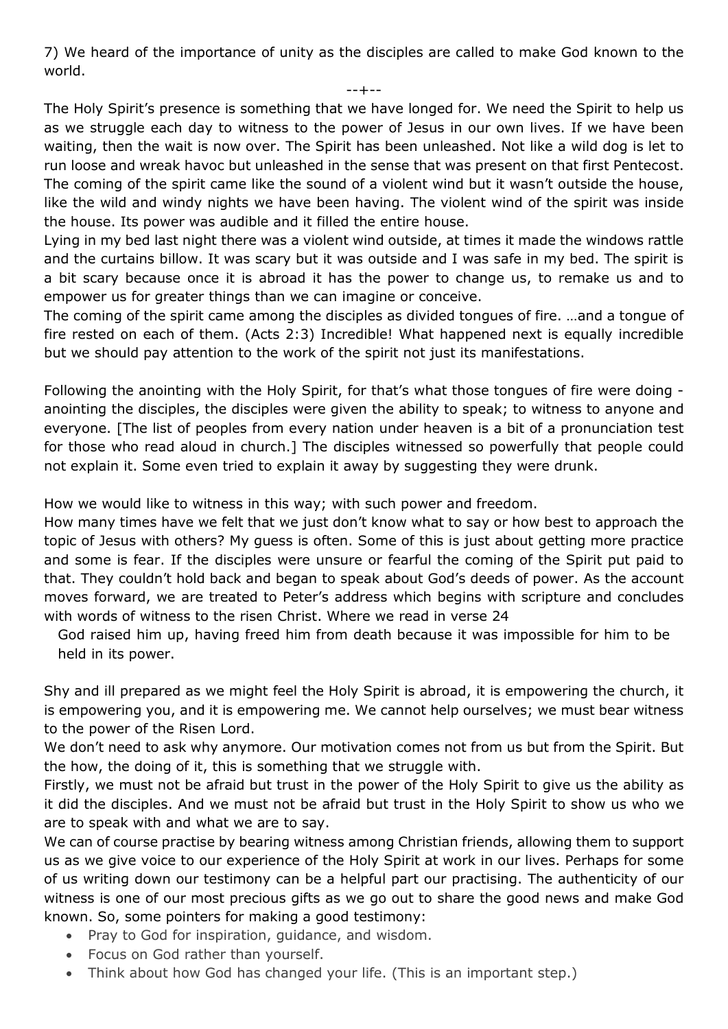7) We heard of the importance of unity as the disciples are called to make God known to the world.

--+--

The Holy Spirit's presence is something that we have longed for. We need the Spirit to help us as we struggle each day to witness to the power of Jesus in our own lives. If we have been waiting, then the wait is now over. The Spirit has been unleashed. Not like a wild dog is let to run loose and wreak havoc but unleashed in the sense that was present on that first Pentecost. The coming of the spirit came like the sound of a violent wind but it wasn't outside the house, like the wild and windy nights we have been having. The violent wind of the spirit was inside the house. Its power was audible and it filled the entire house.

Lying in my bed last night there was a violent wind outside, at times it made the windows rattle and the curtains billow. It was scary but it was outside and I was safe in my bed. The spirit is a bit scary because once it is abroad it has the power to change us, to remake us and to empower us for greater things than we can imagine or conceive.

The coming of the spirit came among the disciples as divided tongues of fire. …and a tongue of fire rested on each of them. (Acts 2:3) Incredible! What happened next is equally incredible but we should pay attention to the work of the spirit not just its manifestations.

Following the anointing with the Holy Spirit, for that's what those tongues of fire were doing - anointing the disciples, the disciples were given the ability to speak; to witness to anyone and everyone. [The list of peoples from every nation under heaven is a bit of a pronunciation test for those who read aloud in church.] The disciples witnessed so powerfully that people could not explain it. Some even tried to explain it away by suggesting they were drunk.

How we would like to witness in this way; with such power and freedom.

How many times have we felt that we just don't know what to say or how best to approach the topic of Jesus with others? My guess is often. Some of this is just about getting more practice and some is fear. If the disciples were unsure or fearful the coming of the Spirit put paid to that. They couldn't hold back and began to speak about God's deeds of power. As the account moves forward, we are treated to Peter's address which begins with scripture and concludes with words of witness to the risen Christ. Where we read in verse 24

> God raised him up, having freed him from death because it was impossible for him to be held in its power.

Shy and ill prepared as we might feel the Holy Spirit is abroad, it is empowering the church, it is empowering you, and it is empowering me. We cannot help ourselves; we must bear witness to the power of the Risen Lord.

We don't need to ask why anymore. Our motivation comes not from us but from the Spirit. But the how, the doing of it, this is something that we struggle with.

Firstly, we must not be afraid but trust in the power of the Holy Spirit to give us the ability as it did the disciples. And we must not be afraid but trust in the Holy Spirit to show us who we are to speak with and what we are to say.

We can of course practise by bearing witness among Christian friends, allowing them to support us as we give voice to our experience of the Holy Spirit at work in our lives. Perhaps for some of us writing down our testimony can be a helpful part our practising. The authenticity of our witness is one of our most precious gifts as we go out to share the good news and make God known. So, some pointers for making a good testimony:

- Pray to God for inspiration, guidance, and wisdom.
- Focus on God rather than yourself.
- Think about how God has changed your life. (This is an important step.)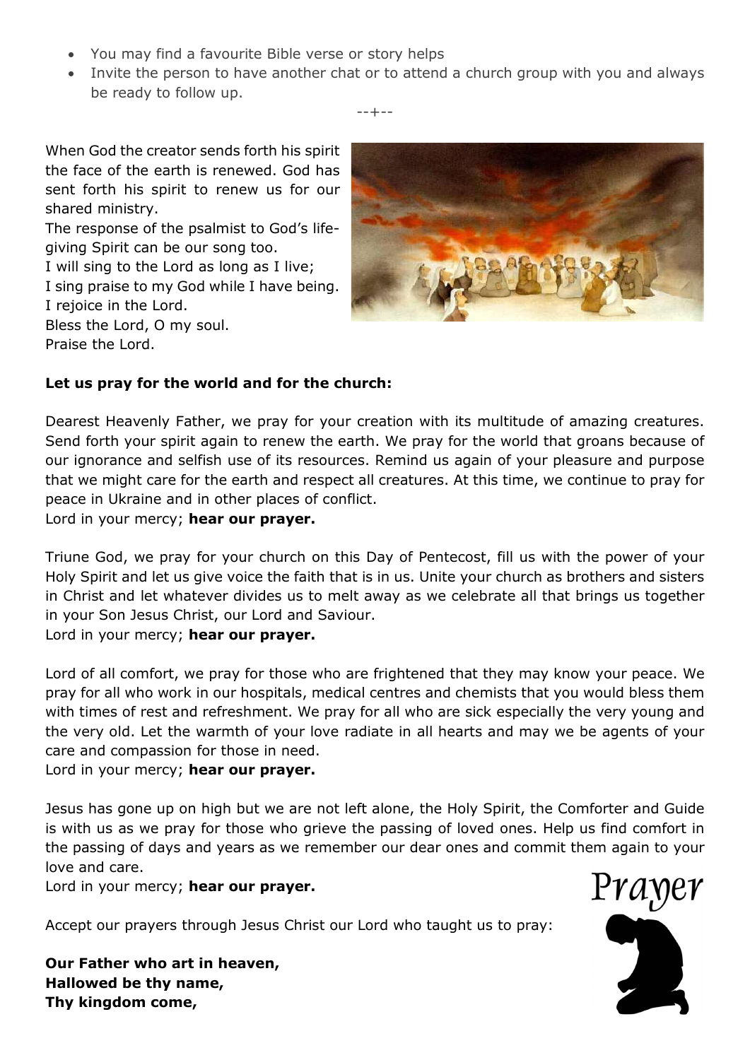- You may find a favourite Bible verse or story helps
- Invite the person to have another chat or to attend a church group with you and always be ready to follow up.

--+--

When God the creator sends forth his spirit the face of the earth is renewed. God has sent forth his spirit to renew us for our shared ministry.

The response of the psalmist to God's life-giving Spirit can be our song too.

I will sing to the Lord as long as I live;
I sing praise to my God while I have being.
I rejoice in the Lord.
Bless the Lord, O my soul.
Praise the Lord.

**Let us pray for the world and for the church:**

Dearest Heavenly Father, we pray for your creation with its multitude of amazing creatures. Send forth your spirit again to renew the earth. We pray for the world that groans because of our ignorance and selfish use of its resources. Remind us again of your pleasure and purpose that we might care for the earth and respect all creatures. At this time, we continue to pray for peace in Ukraine and in other places of conflict.
Lord in your mercy; **hear our prayer.**

Triune God, we pray for your church on this Day of Pentecost, fill us with the power of your Holy Spirit and let us give voice the faith that is in us. Unite your church as brothers and sisters in Christ and let whatever divides us to melt away as we celebrate all that brings us together in your Son Jesus Christ, our Lord and Saviour.
Lord in your mercy; **hear our prayer.**

Lord of all comfort, we pray for those who are frightened that they may know your peace. We pray for all who work in our hospitals, medical centres and chemists that you would bless them with times of rest and refreshment. We pray for all who are sick especially the very young and the very old. Let the warmth of your love radiate in all hearts and may we be agents of your care and compassion for those in need.
Lord in your mercy; **hear our prayer.**

Jesus has gone up on high but we are not left alone, the Holy Spirit, the Comforter and Guide is with us as we pray for those who grieve the passing of loved ones. Help us find comfort in the passing of days and years as we remember our dear ones and commit them again to your love and care.
Lord in your mercy; **hear our prayer.**

Accept our prayers through Jesus Christ our Lord who taught us to pray:

**Our Father who art in heaven,**
**Hallowed be thy name,**
**Thy kingdom come,**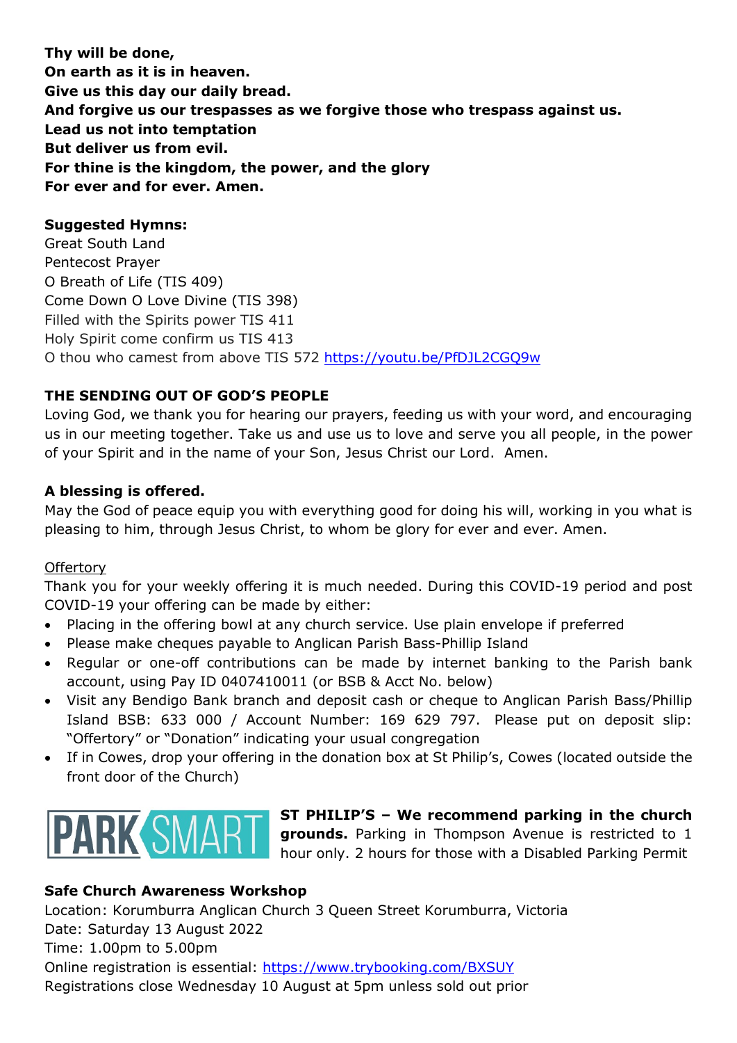**Thy will be done,**
**On earth as it is in heaven.**
**Give us this day our daily bread.**
**And forgive us our trespasses as we forgive those who trespass against us.**
**Lead us not into temptation**
**But deliver us from evil.**
**For thine is the kingdom, the power, and the glory**
**For ever and for ever. Amen.**

**Suggested Hymns:**
Great South Land
Pentecost Prayer
O Breath of Life (TIS 409)
Come Down O Love Divine (TIS 398)
Filled with the Spirits power TIS 411
Holy Spirit come confirm us TIS 413
O thou who camest from above TIS 572 https://youtu.be/PfDJL2CGQ9w

**THE SENDING OUT OF GOD'S PEOPLE**

Loving God, we thank you for hearing our prayers, feeding us with your word, and encouraging us in our meeting together. Take us and use us to love and serve you all people, in the power of your Spirit and in the name of your Son, Jesus Christ our Lord. Amen.

**A blessing is offered.**

May the God of peace equip you with everything good for doing his will, working in you what is pleasing to him, through Jesus Christ, to whom be glory for ever and ever. Amen.

Offertory

Thank you for your weekly offering it is much needed. During this COVID-19 period and post COVID-19 your offering can be made by either:

- Placing in the offering bowl at any church service. Use plain envelope if preferred
- Please make cheques payable to Anglican Parish Bass-Phillip Island
- Regular or one-off contributions can be made by internet banking to the Parish bank account, using Pay ID 0407410011 (or BSB & Acct No. below)
- Visit any Bendigo Bank branch and deposit cash or cheque to Anglican Parish Bass/Phillip Island BSB: 633 000 / Account Number: 169 629 797. Please put on deposit slip: "Offertory" or "Donation" indicating your usual congregation
- If in Cowes, drop your offering in the donation box at St Philip's, Cowes (located outside the front door of the Church)

PARK SMART

**ST PHILIP'S – We recommend parking in the church grounds.** Parking in Thompson Avenue is restricted to 1 hour only. 2 hours for those with a Disabled Parking Permit

**Safe Church Awareness Workshop**

Location: Korumburra Anglican Church 3 Queen Street Korumburra, Victoria
Date: Saturday 13 August 2022
Time: 1.00pm to 5.00pm
Online registration is essential: https://www.trybooking.com/BXSUY
Registrations close Wednesday 10 August at 5pm unless sold out prior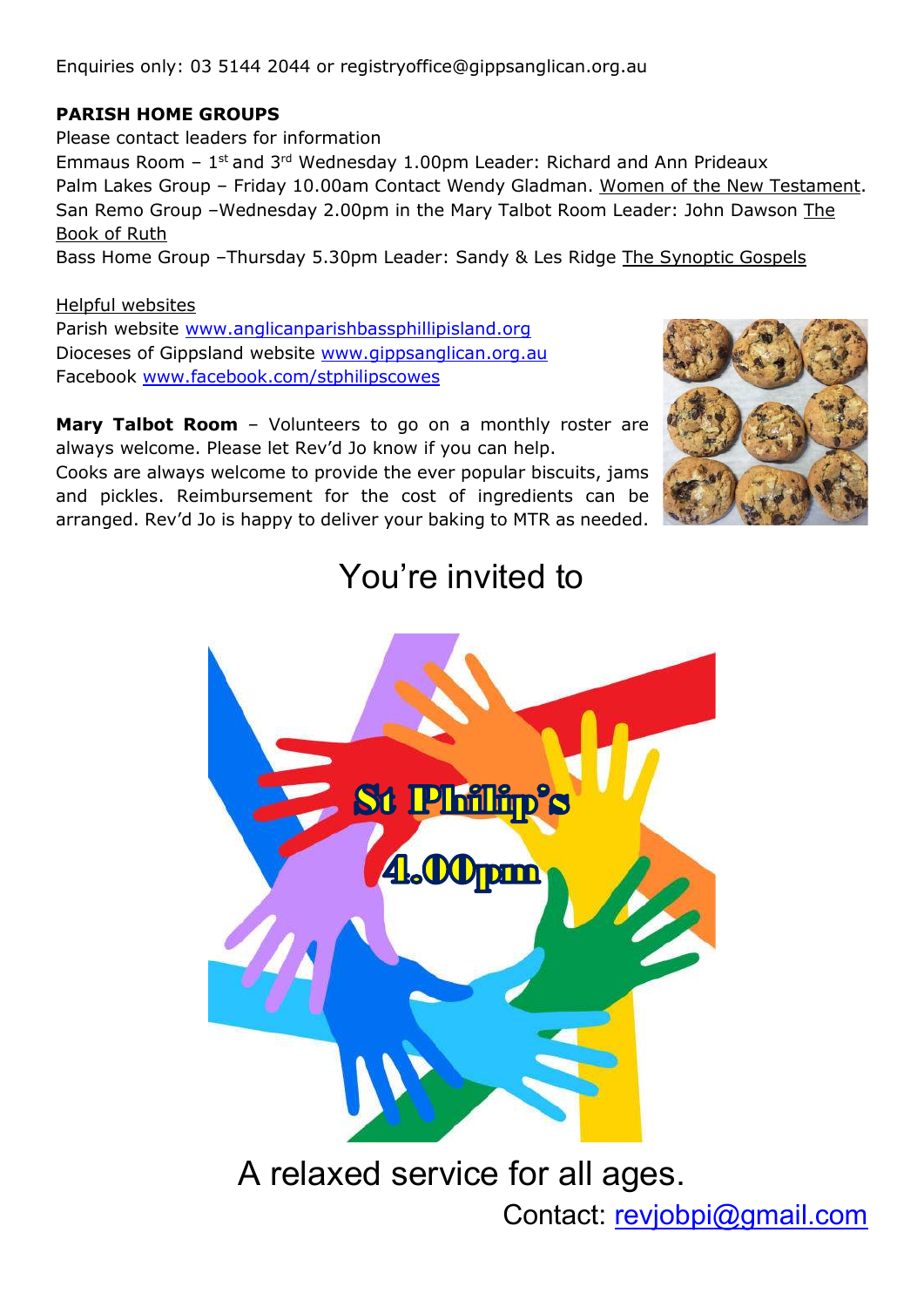Enquiries only: 03 5144 2044 or registryoffice@gippsanglican.org.au

**PARISH HOME GROUPS**

Please contact leaders for information

Emmaus Room – 1st and 3rd Wednesday 1.00pm Leader: Richard and Ann Prideaux

Palm Lakes Group – Friday 10.00am Contact Wendy Gladman. Women of the New Testament.

San Remo Group –Wednesday 2.00pm in the Mary Talbot Room Leader: John Dawson The Book of Ruth

Bass Home Group –Thursday 5.30pm Leader: Sandy & Les Ridge The Synoptic Gospels

Helpful websites

Parish website www.anglicanparishbassphillipisland.org

Dioceses of Gippsland website www.gippsanglican.org.au

Facebook www.facebook.com/stphilipscowes

**Mary Talbot Room** – Volunteers to go on a monthly roster are always welcome. Please let Rev'd Jo know if you can help.

Cooks are always welcome to provide the ever popular biscuits, jams and pickles. Reimbursement for the cost of ingredients can be arranged. Rev'd Jo is happy to deliver your baking to MTR as needed.

You're invited to

St Philip's

4.00pm

A relaxed service for all ages.

Contact: revjobpi@gmail.com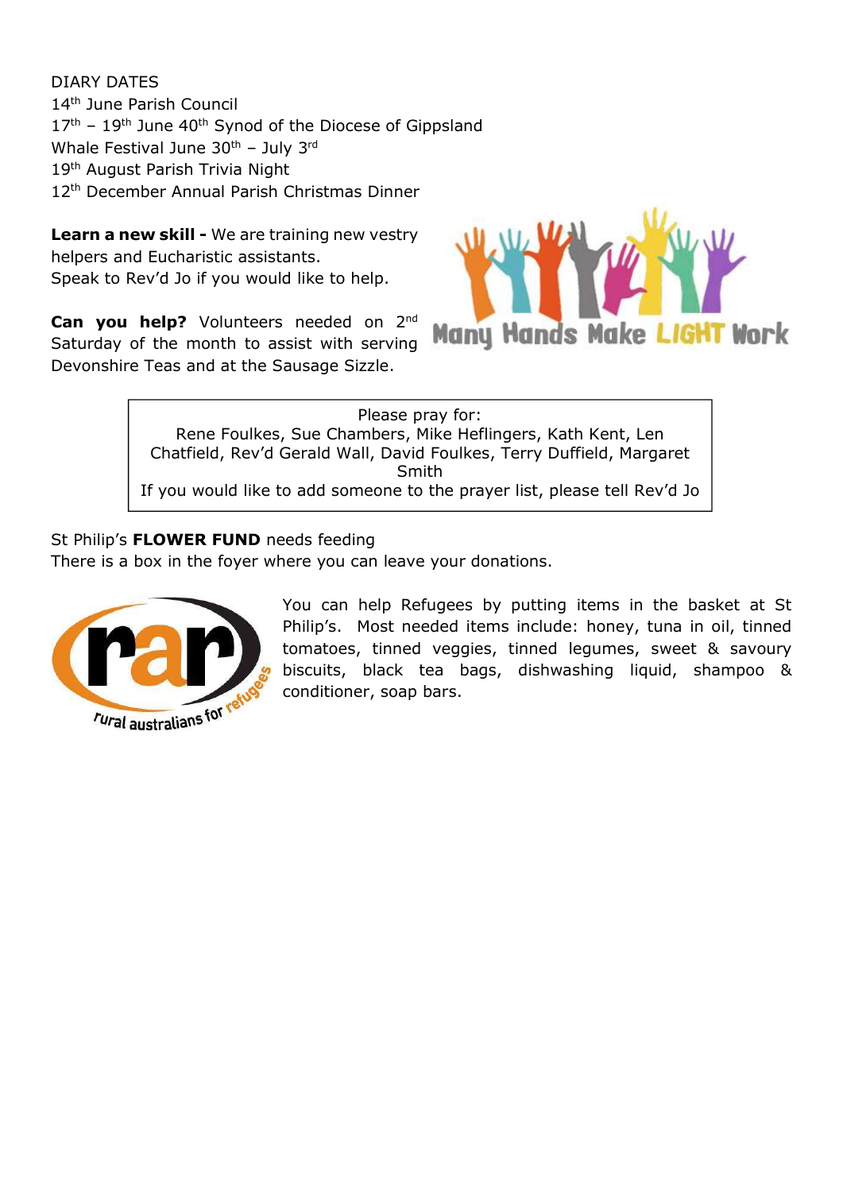DIARY DATES
14th June Parish Council
17th – 19th June 40th Synod of the Diocese of Gippsland
Whale Festival June 30th – July 3rd
19th August Parish Trivia Night
12th December Annual Parish Christmas Dinner

**Learn a new skill -** We are training new vestry helpers and Eucharistic assistants.
Speak to Rev'd Jo if you would like to help.

**Can you help?** Volunteers needed on 2nd Saturday of the month to assist with serving Devonshire Teas and at the Sausage Sizzle.

Please pray for:
Rene Foulkes, Sue Chambers, Mike Heflingers, Kath Kent, Len Chatfield, Rev'd Gerald Wall, David Foulkes, Terry Duffield, Margaret Smith
If you would like to add someone to the prayer list, please tell Rev'd Jo

St Philip's **FLOWER FUND** needs feeding
There is a box in the foyer where you can leave your donations.

You can help Refugees by putting items in the basket at St Philip's. Most needed items include: honey, tuna in oil, tinned tomatoes, tinned veggies, tinned legumes, sweet & savoury biscuits, black tea bags, dishwashing liquid, shampoo & conditioner, soap bars.